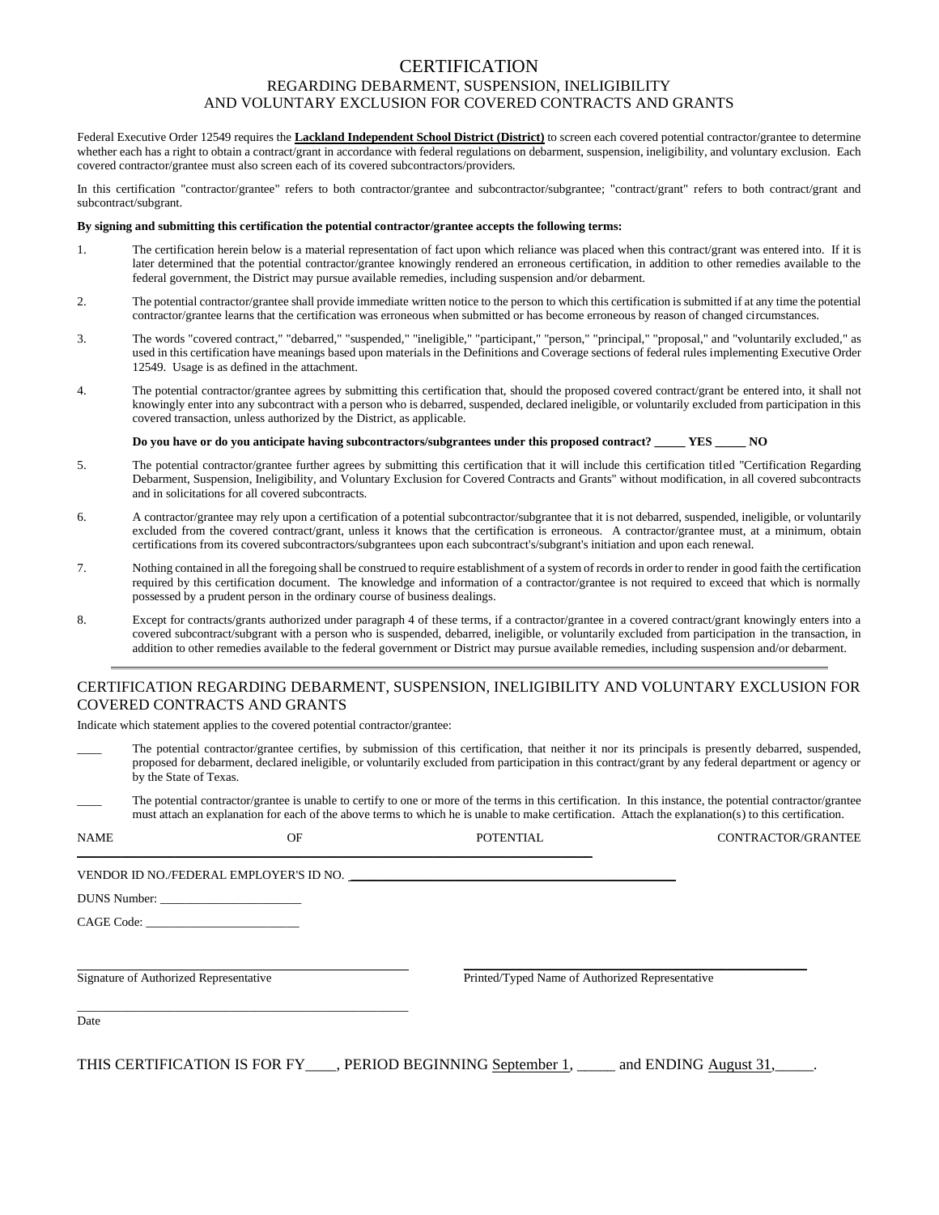# CERTIFICATION

## REGARDING DEBARMENT, SUSPENSION, INELIGIBILITY AND VOLUNTARY EXCLUSION FOR COVERED CONTRACTS AND GRANTS

Federal Executive Order 12549 requires the **Lackland Independent School District (District)** to screen each covered potential contractor/grantee to determine whether each has a right to obtain a contract/grant in accordance with federal regulations on debarment, suspension, ineligibility, and voluntary exclusion. Each covered contractor/grantee must also screen each of its covered subcontractors/providers.

In this certification "contractor/grantee" refers to both contractor/grantee and subcontractor/subgrantee; "contract/grant" refers to both contract/grant and subcontract/subgrant.

**By signing and submitting this certification the potential contractor/grantee accepts the following terms:**

1. The certification herein below is a material representation of fact upon which reliance was placed when this contract/grant was entered into. If it is later determined that the potential contractor/grantee knowingly rendered an erroneous certification, in addition to other remedies available to the federal government, the District may pursue available remedies, including suspension and/or debarment.

2. The potential contractor/grantee shall provide immediate written notice to the person to which this certification is submitted if at any time the potential contractor/grantee learns that the certification was erroneous when submitted or has become erroneous by reason of changed circumstances.

3. The words "covered contract," "debarred," "suspended," "ineligible," "participant," "person," "principal," "proposal," and "voluntarily excluded," as used in this certification have meanings based upon materials in the Definitions and Coverage sections of federal rules implementing Executive Order 12549. Usage is as defined in the attachment.

4. The potential contractor/grantee agrees by submitting this certification that, should the proposed covered contract/grant be entered into, it shall not knowingly enter into any subcontract with a person who is debarred, suspended, declared ineligible, or voluntarily excluded from participation in this covered transaction, unless authorized by the District, as applicable.

   **Do you have or do you anticipate having subcontractors/subgrantees under this proposed contract? _____ YES _____ NO**

5. The potential contractor/grantee further agrees by submitting this certification that it will include this certification titled "Certification Regarding Debarment, Suspension, Ineligibility, and Voluntary Exclusion for Covered Contracts and Grants" without modification, in all covered subcontracts and in solicitations for all covered subcontracts.

6. A contractor/grantee may rely upon a certification of a potential subcontractor/subgrantee that it is not debarred, suspended, ineligible, or voluntarily excluded from the covered contract/grant, unless it knows that the certification is erroneous. A contractor/grantee must, at a minimum, obtain certifications from its covered subcontractors/subgrantees upon each subcontract's/subgrant's initiation and upon each renewal.

7. Nothing contained in all the foregoing shall be construed to require establishment of a system of records in order to render in good faith the certification required by this certification document. The knowledge and information of a contractor/grantee is not required to exceed that which is normally possessed by a prudent person in the ordinary course of business dealings.

8. Except for contracts/grants authorized under paragraph 4 of these terms, if a contractor/grantee in a covered contract/grant knowingly enters into a covered subcontract/subgrant with a person who is suspended, debarred, ineligible, or voluntarily excluded from participation in the transaction, in addition to other remedies available to the federal government or District may pursue available remedies, including suspension and/or debarment.

---

## CERTIFICATION REGARDING DEBARMENT, SUSPENSION, INELIGIBILITY AND VOLUNTARY EXCLUSION FOR COVERED CONTRACTS AND GRANTS

Indicate which statement applies to the covered potential contractor/grantee:

____ The potential contractor/grantee certifies, by submission of this certification, that neither it nor its principals is presently debarred, suspended, proposed for debarment, declared ineligible, or voluntarily excluded from participation in this contract/grant by any federal department or agency or by the State of Texas.

____ The potential contractor/grantee is unable to certify to one or more of the terms in this certification. In this instance, the potential contractor/grantee must attach an explanation for each of the above terms to which he is unable to make certification. Attach the explanation(s) to this certification.

NAME OF POTENTIAL CONTRACTOR/GRANTEE ________________________________________________

VENDOR ID NO./FEDERAL EMPLOYER'S ID NO. ________________________________________

DUNS Number: _______________________

CAGE Code: _________________________

_____________________________________ Signature of Authorized Representative

_____________________________________ Printed/Typed Name of Authorized Representative

_____________________________________ Date

THIS CERTIFICATION IS FOR FY____, PERIOD BEGINNING September 1, _____ and ENDING August 31,_____.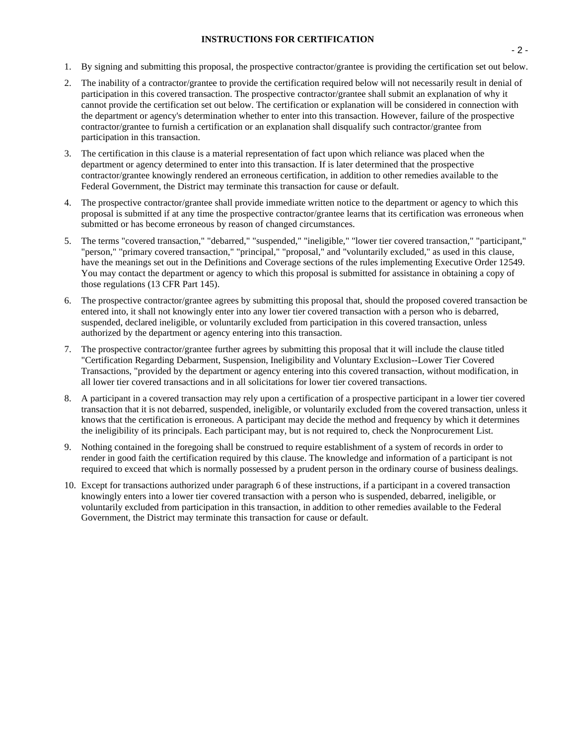**INSTRUCTIONS FOR CERTIFICATION**

1. By signing and submitting this proposal, the prospective contractor/grantee is providing the certification set out below.

2. The inability of a contractor/grantee to provide the certification required below will not necessarily result in denial of participation in this covered transaction. The prospective contractor/grantee shall submit an explanation of why it cannot provide the certification set out below. The certification or explanation will be considered in connection with the department or agency's determination whether to enter into this transaction. However, failure of the prospective contractor/grantee to furnish a certification or an explanation shall disqualify such contractor/grantee from participation in this transaction.

3. The certification in this clause is a material representation of fact upon which reliance was placed when the department or agency determined to enter into this transaction. If is later determined that the prospective contractor/grantee knowingly rendered an erroneous certification, in addition to other remedies available to the Federal Government, the District may terminate this transaction for cause or default.

4. The prospective contractor/grantee shall provide immediate written notice to the department or agency to which this proposal is submitted if at any time the prospective contractor/grantee learns that its certification was erroneous when submitted or has become erroneous by reason of changed circumstances.

5. The terms "covered transaction," "debarred," "suspended," "ineligible," "lower tier covered transaction," "participant," "person," "primary covered transaction," "principal," "proposal," and "voluntarily excluded," as used in this clause, have the meanings set out in the Definitions and Coverage sections of the rules implementing Executive Order 12549. You may contact the department or agency to which this proposal is submitted for assistance in obtaining a copy of those regulations (13 CFR Part 145).

6. The prospective contractor/grantee agrees by submitting this proposal that, should the proposed covered transaction be entered into, it shall not knowingly enter into any lower tier covered transaction with a person who is debarred, suspended, declared ineligible, or voluntarily excluded from participation in this covered transaction, unless authorized by the department or agency entering into this transaction.

7. The prospective contractor/grantee further agrees by submitting this proposal that it will include the clause titled "Certification Regarding Debarment, Suspension, Ineligibility and Voluntary Exclusion--Lower Tier Covered Transactions, "provided by the department or agency entering into this covered transaction, without modification, in all lower tier covered transactions and in all solicitations for lower tier covered transactions.

8. A participant in a covered transaction may rely upon a certification of a prospective participant in a lower tier covered transaction that it is not debarred, suspended, ineligible, or voluntarily excluded from the covered transaction, unless it knows that the certification is erroneous. A participant may decide the method and frequency by which it determines the ineligibility of its principals. Each participant may, but is not required to, check the Nonprocurement List.

9. Nothing contained in the foregoing shall be construed to require establishment of a system of records in order to render in good faith the certification required by this clause. The knowledge and information of a participant is not required to exceed that which is normally possessed by a prudent person in the ordinary course of business dealings.

10. Except for transactions authorized under paragraph 6 of these instructions, if a participant in a covered transaction knowingly enters into a lower tier covered transaction with a person who is suspended, debarred, ineligible, or voluntarily excluded from participation in this transaction, in addition to other remedies available to the Federal Government, the District may terminate this transaction for cause or default.